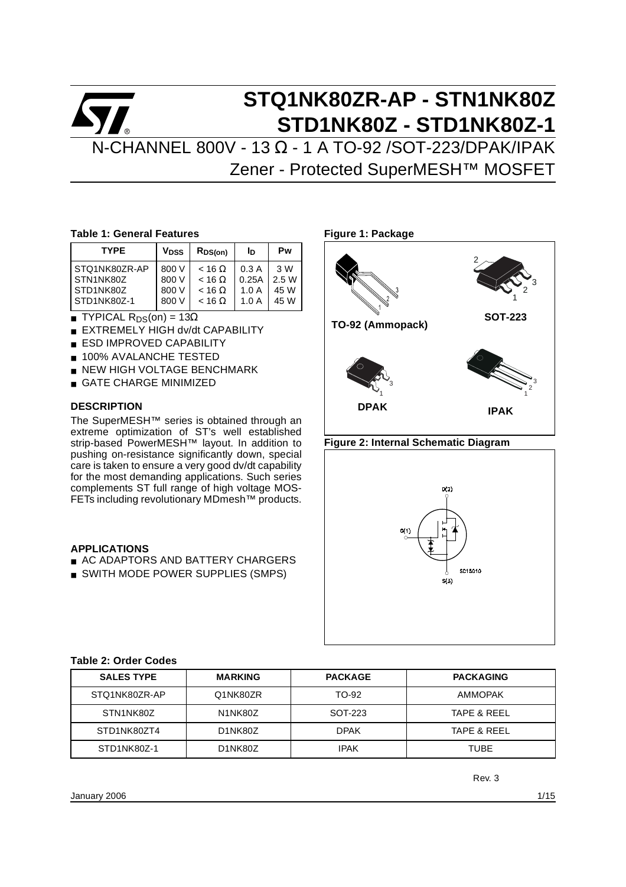# STQ1NK80ZR-AP - STN1NK80Z
# STD1NK80Z - STD1NK80Z-1

## N-CHANNEL 800V - 13 Ω - 1 A TO-92 /SOT-223/DPAK/IPAK
## Zener - Protected SuperMESH™ MOSFET

**Table 1: General Features**

| TYPE | $V_{DSS}$ | $R_{DS(on)}$ | $I_D$ | Pw |
|---|---|---|---|---|
| STQ1NK80ZR-AP | 800 V | < 16 Ω | 0.3 A | 3 W |
| STN1NK80Z | 800 V | < 16 Ω | 0.25A | 2.5 W |
| STD1NK80Z | 800 V | < 16 Ω | 1.0 A | 45 W |
| STD1NK80Z-1 | 800 V | < 16 Ω | 1.0 A | 45 W |

- TYPICAL $R_{DS}$(on) = 13Ω
- EXTREMELY HIGH dv/dt CAPABILITY
- ESD IMPROVED CAPABILITY
- 100% AVALANCHE TESTED
- NEW HIGH VOLTAGE BENCHMARK
- GATE CHARGE MINIMIZED

**Figure 1: Package**

TO-92 (Ammopack) SOT-223 DPAK IPAK

### DESCRIPTION

The SuperMESH™ series is obtained through an extreme optimization of ST's well established strip-based PowerMESH™ layout. In addition to pushing on-resistance significantly down, special care is taken to ensure a very good dv/dt capability for the most demanding applications. Such series complements ST full range of high voltage MOS-FETs including revolutionary MDmesh™ products.

**Figure 2: Internal Schematic Diagram**

### APPLICATIONS

- AC ADAPTORS AND BATTERY CHARGERS
- SWITH MODE POWER SUPPLIES (SMPS)

**Table 2: Order Codes**

| SALES TYPE | MARKING | PACKAGE | PACKAGING |
|---|---|---|---|
| STQ1NK80ZR-AP | Q1NK80ZR | TO-92 | AMMOPAK |
| STN1NK80Z | N1NK80Z | SOT-223 | TAPE & REEL |
| STD1NK80ZT4 | D1NK80Z | DPAK | TAPE & REEL |
| STD1NK80Z-1 | D1NK80Z | IPAK | TUBE |

Rev. 3

January 2006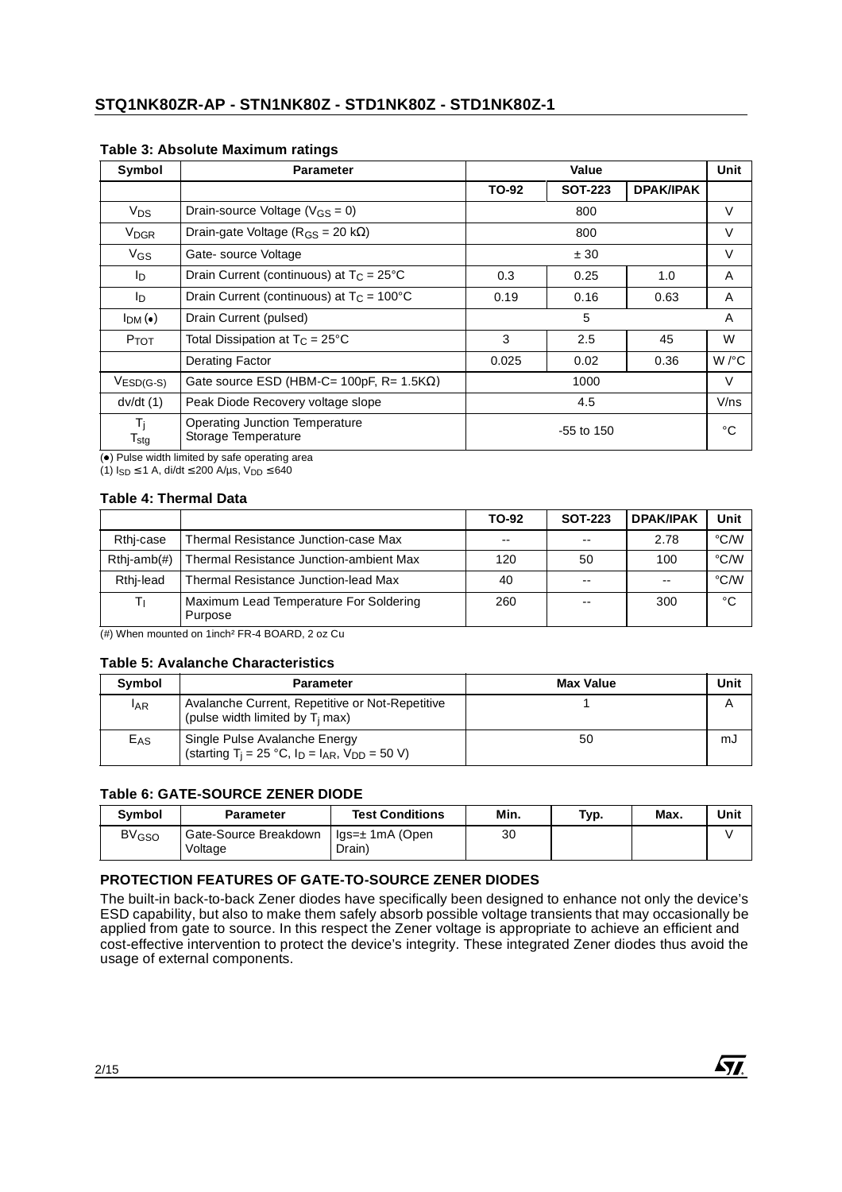**Table 3: Absolute Maximum ratings**

| Symbol | Parameter | Value | | | Unit |
|---|---|---|---|---|---|
| | | TO-92 | SOT-223 | DPAK/IPAK | |
| $V_{DS}$ | Drain-source Voltage ($V_{GS}$ = 0) | 800 | | | V |
| $V_{DGR}$ | Drain-gate Voltage ($R_{GS}$ = 20 kΩ) | 800 | | | V |
| $V_{GS}$ | Gate- source Voltage | ± 30 | | | V |
| $I_D$ | Drain Current (continuous) at $T_C$ = 25°C | 0.3 | 0.25 | 1.0 | A |
| $I_D$ | Drain Current (continuous) at $T_C$ = 100°C | 0.19 | 0.16 | 0.63 | A |
| $I_{DM}$ (●) | Drain Current (pulsed) | 5 | | | A |
| $P_{TOT}$ | Total Dissipation at $T_C$ = 25°C | 3 | 2.5 | 45 | W |
| | Derating Factor | 0.025 | 0.02 | 0.36 | W /°C |
| $V_{ESD(G-S)}$ | Gate source ESD (HBM-C= 100pF, R= 1.5KΩ) | 1000 | | | V |
| dv/dt (1) | Peak Diode Recovery voltage slope | 4.5 | | | V/ns |
| $T_j$ $T_{stg}$ | Operating Junction Temperature Storage Temperature | -55 to 150 | | | °C |

(●) Pulse width limited by safe operating area
(1) $I_{SD} \leq 1$ A, di/dt ≤ 200 A/µs, $V_{DD} \leq 640$

**Table 4: Thermal Data**

| | | TO-92 | SOT-223 | DPAK/IPAK | Unit |
|---|---|---|---|---|---|
| Rthj-case | Thermal Resistance Junction-case Max | -- | -- | 2.78 | °C/W |
| Rthj-amb(#) | Thermal Resistance Junction-ambient Max | 120 | 50 | 100 | °C/W |
| Rthj-lead | Thermal Resistance Junction-lead Max | 40 | -- | -- | °C/W |
| $T_l$ | Maximum Lead Temperature For Soldering Purpose | 260 | -- | 300 | °C |

(#) When mounted on 1inch² FR-4 BOARD, 2 oz Cu

**Table 5: Avalanche Characteristics**

| Symbol | Parameter | Max Value | Unit |
|---|---|---|---|
| $I_{AR}$ | Avalanche Current, Repetitive or Not-Repetitive (pulse width limited by $T_j$ max) | 1 | A |
| $E_{AS}$ | Single Pulse Avalanche Energy (starting $T_j$ = 25 °C, $I_D$ = $I_{AR}$, $V_{DD}$ = 50 V) | 50 | mJ |

**Table 6: GATE-SOURCE ZENER DIODE**

| Symbol | Parameter | Test Conditions | Min. | Typ. | Max. | Unit |
|---|---|---|---|---|---|---|
| $BV_{GSO}$ | Gate-Source Breakdown Voltage | Igs=± 1mA (Open Drain) | 30 | | | V |

**PROTECTION FEATURES OF GATE-TO-SOURCE ZENER DIODES**

The built-in back-to-back Zener diodes have specifically been designed to enhance not only the device's ESD capability, but also to make them safely absorb possible voltage transients that may occasionally be applied from gate to source. In this respect the Zener voltage is appropriate to achieve an efficient and cost-effective intervention to protect the device's integrity. These integrated Zener diodes thus avoid the usage of external components.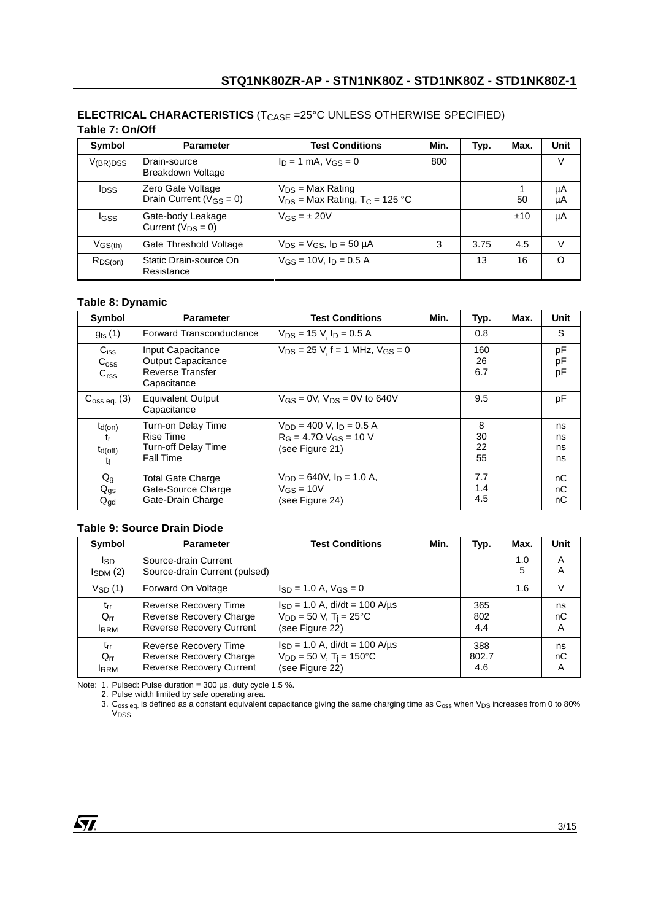**ELECTRICAL CHARACTERISTICS** ($T_{CASE}$ =25°C UNLESS OTHERWISE SPECIFIED)

**Table 7: On/Off**

| Symbol | Parameter | Test Conditions | Min. | Typ. | Max. | Unit |
|---|---|---|---|---|---|---|
| $V_{(BR)DSS}$ | Drain-source Breakdown Voltage | $I_D$ = 1 mA, $V_{GS}$ = 0 | 800 | | | V |
| $I_{DSS}$ | Zero Gate Voltage Drain Current ($V_{GS}$ = 0) | $V_{DS}$ = Max Rating<br>$V_{DS}$ = Max Rating, $T_C$ = 125 °C | | | 1<br>50 | µA<br>µA |
| $I_{GSS}$ | Gate-body Leakage Current ($V_{DS}$ = 0) | $V_{GS}$ = ± 20V | | | ±10 | µA |
| $V_{GS(th)}$ | Gate Threshold Voltage | $V_{DS}$ = $V_{GS}$, $I_D$ = 50 µA | 3 | 3.75 | 4.5 | V |
| $R_{DS(on)}$ | Static Drain-source On Resistance | $V_{GS}$ = 10V, $I_D$ = 0.5 A | | 13 | 16 | Ω |

**Table 8: Dynamic**

| Symbol | Parameter | Test Conditions | Min. | Typ. | Max. | Unit |
|---|---|---|---|---|---|---|
| $g_{fs}$ (1) | Forward Transconductance | $V_{DS}$ = 15 V, $I_D$ = 0.5 A | | 0.8 | | S |
| $C_{iss}$<br>$C_{oss}$<br>$C_{rss}$ | Input Capacitance<br>Output Capacitance<br>Reverse Transfer Capacitance | $V_{DS}$ = 25 V, f = 1 MHz, $V_{GS}$ = 0 | | 160<br>26<br>6.7 | | pF<br>pF<br>pF |
| $C_{oss\ eq.}$ (3) | Equivalent Output Capacitance | $V_{GS}$ = 0V, $V_{DS}$ = 0V to 640V | | 9.5 | | pF |
| $t_{d(on)}$<br>$t_r$<br>$t_{d(off)}$<br>$t_f$ | Turn-on Delay Time<br>Rise Time<br>Turn-off Delay Time<br>Fall Time | $V_{DD}$ = 400 V, $I_D$ = 0.5 A<br>$R_G$ = 4.7Ω $V_{GS}$ = 10 V<br>(see Figure 21) | | 8<br>30<br>22<br>55 | | ns<br>ns<br>ns<br>ns |
| $Q_g$<br>$Q_{gs}$<br>$Q_{gd}$ | Total Gate Charge<br>Gate-Source Charge<br>Gate-Drain Charge | $V_{DD}$ = 640V, $I_D$ = 1.0 A,<br>$V_{GS}$ = 10V<br>(see Figure 24) | | 7.7<br>1.4<br>4.5 | | nC<br>nC<br>nC |

**Table 9: Source Drain Diode**

| Symbol | Parameter | Test Conditions | Min. | Typ. | Max. | Unit |
|---|---|---|---|---|---|---|
| $I_{SD}$<br>$I_{SDM}$ (2) | Source-drain Current<br>Source-drain Current (pulsed) | | | | 1.0<br>5 | A<br>A |
| $V_{SD}$ (1) | Forward On Voltage | $I_{SD}$ = 1.0 A, $V_{GS}$ = 0 | | | 1.6 | V |
| $t_{rr}$<br>$Q_{rr}$<br>$I_{RRM}$ | Reverse Recovery Time<br>Reverse Recovery Charge<br>Reverse Recovery Current | $I_{SD}$ = 1.0 A, di/dt = 100 A/µs<br>$V_{DD}$ = 50 V, $T_j$ = 25°C<br>(see Figure 22) | | 365<br>802<br>4.4 | | ns<br>nC<br>A |
| $t_{rr}$<br>$Q_{rr}$<br>$I_{RRM}$ | Reverse Recovery Time<br>Reverse Recovery Charge<br>Reverse Recovery Current | $I_{SD}$ = 1.0 A, di/dt = 100 A/µs<br>$V_{DD}$ = 50 V, $T_j$ = 150°C<br>(see Figure 22) | | 388<br>802.7<br>4.6 | | ns<br>nC<br>A |

Note: 1. Pulsed: Pulse duration = 300 µs, duty cycle 1.5 %.
2. Pulse width limited by safe operating area.
3. $C_{oss\ eq.}$ is defined as a constant equivalent capacitance giving the same charging time as $C_{oss}$ when $V_{DS}$ increases from 0 to 80% $V_{DSS}$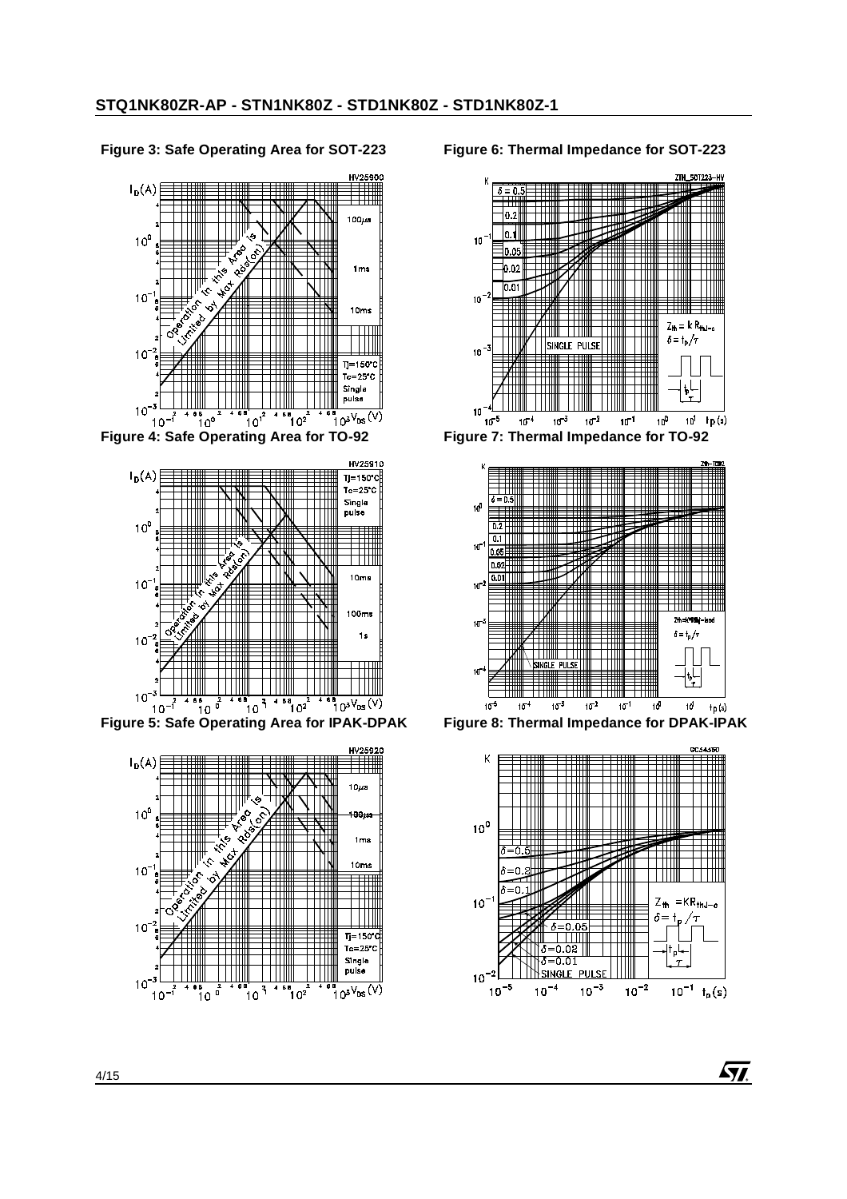Figure 3: Safe Operating Area for SOT-223

Figure 6: Thermal Impedance for SOT-223

Figure 4: Safe Operating Area for TO-92

Figure 7: Thermal Impedance for TO-92

Figure 5: Safe Operating Area for IPAK-DPAK

Figure 8: Thermal Impedance for DPAK-IPAK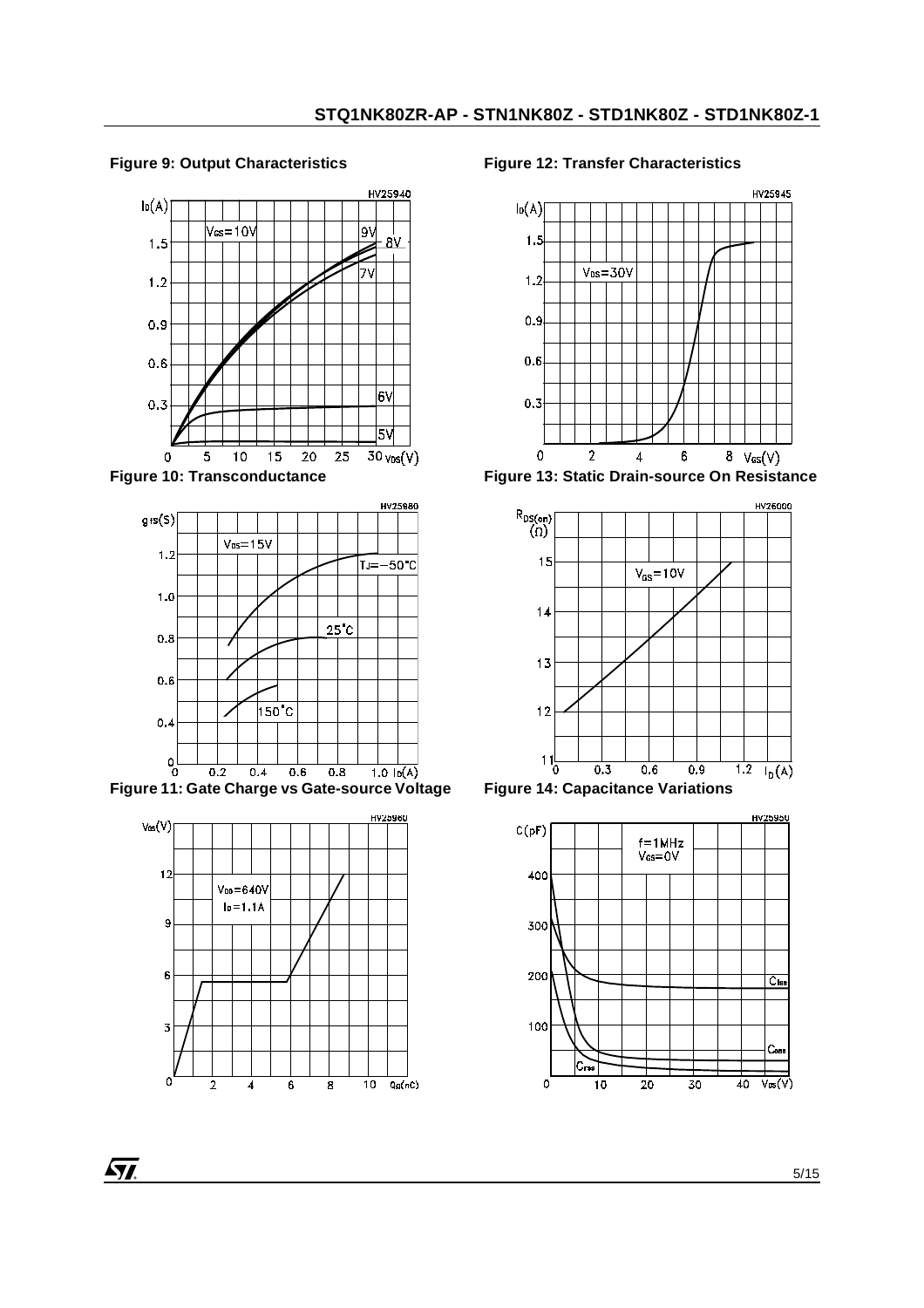**Figure 9: Output Characteristics**

**Figure 12: Transfer Characteristics**

**Figure 10: Transconductance**

**Figure 13: Static Drain-source On Resistance**

**Figure 11: Gate Charge vs Gate-source Voltage**

**Figure 14: Capacitance Variations**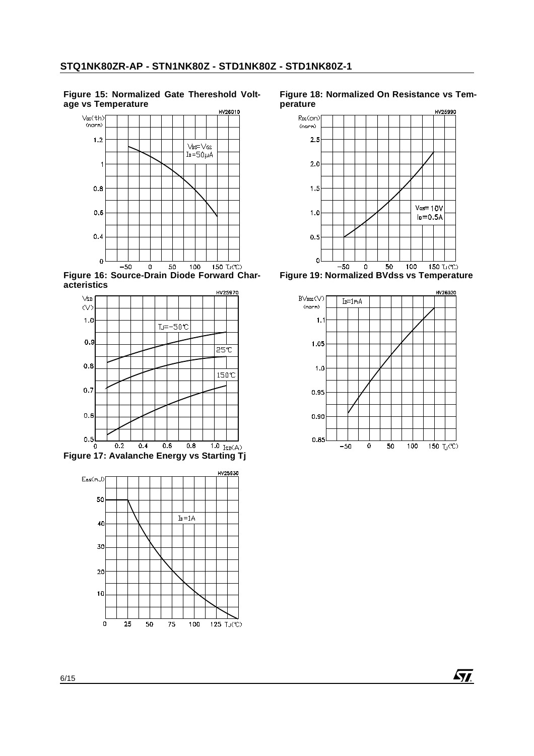**Figure 15: Normalized Gate Thereshold Voltage vs Temperature**

**Figure 16: Source-Drain Diode Forward Characteristics**

**Figure 17: Avalanche Energy vs Starting Tj**

**Figure 18: Normalized On Resistance vs Temperature**

**Figure 19: Normalized BVdss vs Temperature**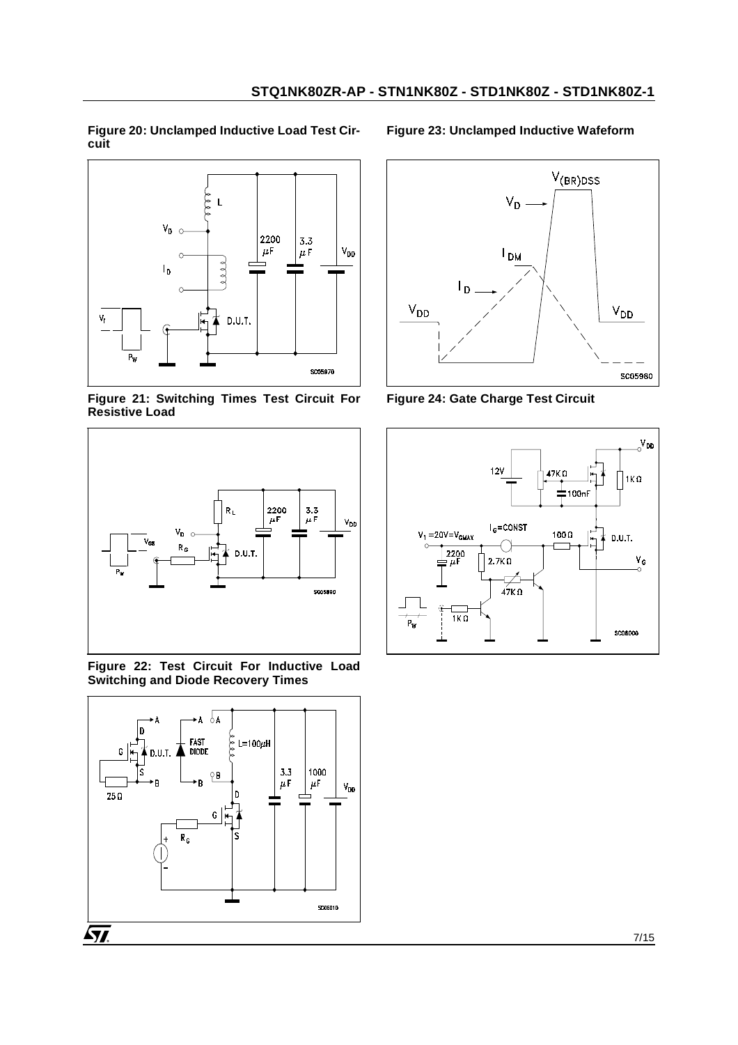**Figure 20: Unclamped Inductive Load Test Circuit**

**Figure 23: Unclamped Inductive Wafeform**

**Figure 21: Switching Times Test Circuit For Resistive Load**

**Figure 24: Gate Charge Test Circuit**

**Figure 22: Test Circuit For Inductive Load Switching and Diode Recovery Times**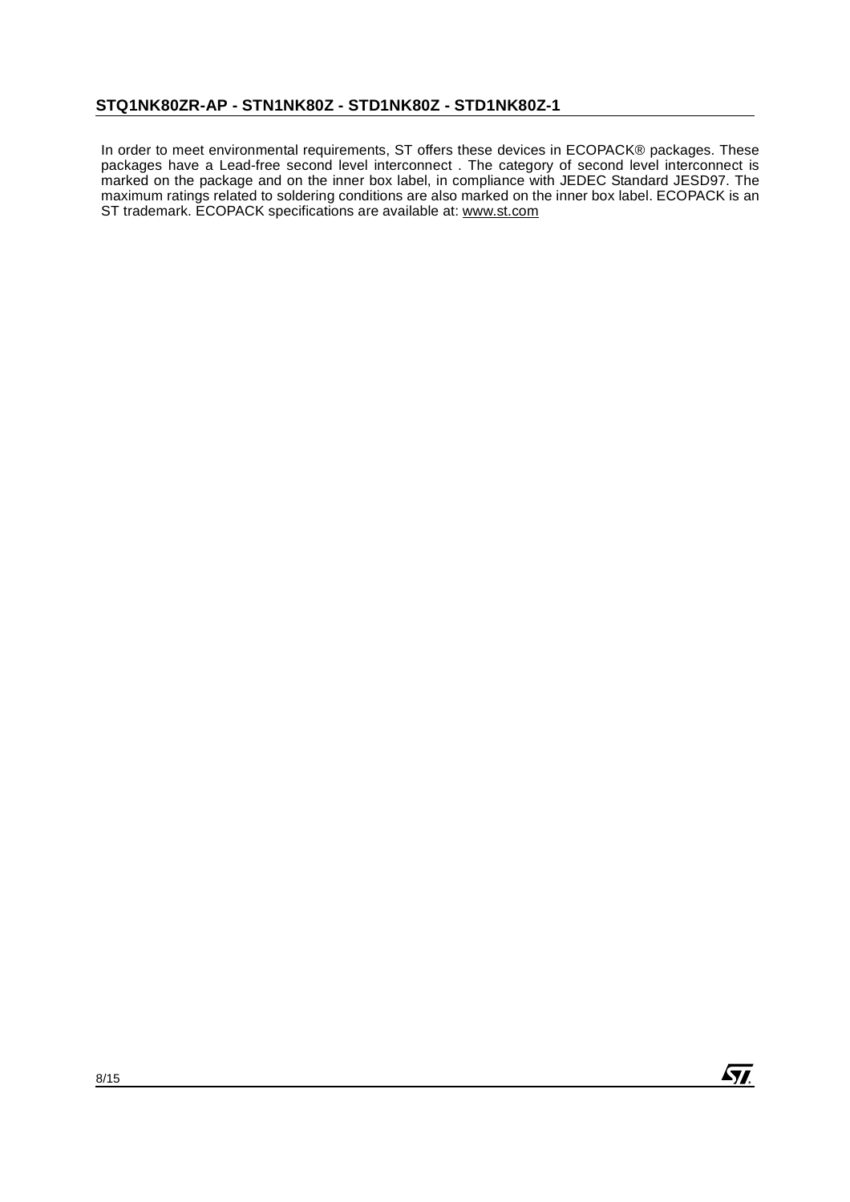In order to meet environmental requirements, ST offers these devices in ECOPACK® packages. These packages have a Lead-free second level interconnect . The category of second level interconnect is marked on the package and on the inner box label, in compliance with JEDEC Standard JESD97. The maximum ratings related to soldering conditions are also marked on the inner box label. ECOPACK is an ST trademark. ECOPACK specifications are available at: www.st.com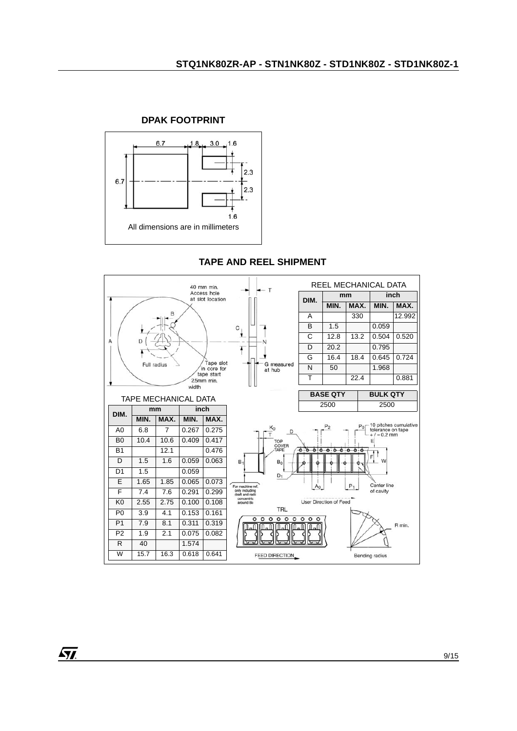## DPAK FOOTPRINT

All dimensions are in millimeters

## TAPE AND REEL SHIPMENT

REEL MECHANICAL DATA

| DIM. | mm | | inch | |
|---|---|---|---|---|
| | MIN. | MAX. | MIN. | MAX. |
| A | | 330 | | 12.992 |
| B | 1.5 | | 0.059 | |
| C | 12.8 | 13.2 | 0.504 | 0.520 |
| D | 20.2 | | 0.795 | |
| G | 16.4 | 18.4 | 0.645 | 0.724 |
| N | 50 | | 1.968 | |
| T | | 22.4 | | 0.881 |

| BASE QTY | BULK QTY |
|---|---|
| 2500 | 2500 |

TAPE MECHANICAL DATA

| DIM. | mm | | inch | |
|---|---|---|---|---|
| | MIN. | MAX. | MIN. | MAX. |
| A0 | 6.8 | 7 | 0.267 | 0.275 |
| B0 | 10.4 | 10.6 | 0.409 | 0.417 |
| B1 | | 12.1 | | 0.476 |
| D | 1.5 | 1.6 | 0.059 | 0.063 |
| D1 | 1.5 | | 0.059 | |
| E | 1.65 | 1.85 | 0.065 | 0.073 |
| F | 7.4 | 7.6 | 0.291 | 0.299 |
| K0 | 2.55 | 2.75 | 0.100 | 0.108 |
| P0 | 3.9 | 4.1 | 0.153 | 0.161 |
| P1 | 7.9 | 8.1 | 0.311 | 0.319 |
| P2 | 1.9 | 2.1 | 0.075 | 0.082 |
| R | 40 | | 1.574 | |
| W | 15.7 | 16.3 | 0.618 | 0.641 |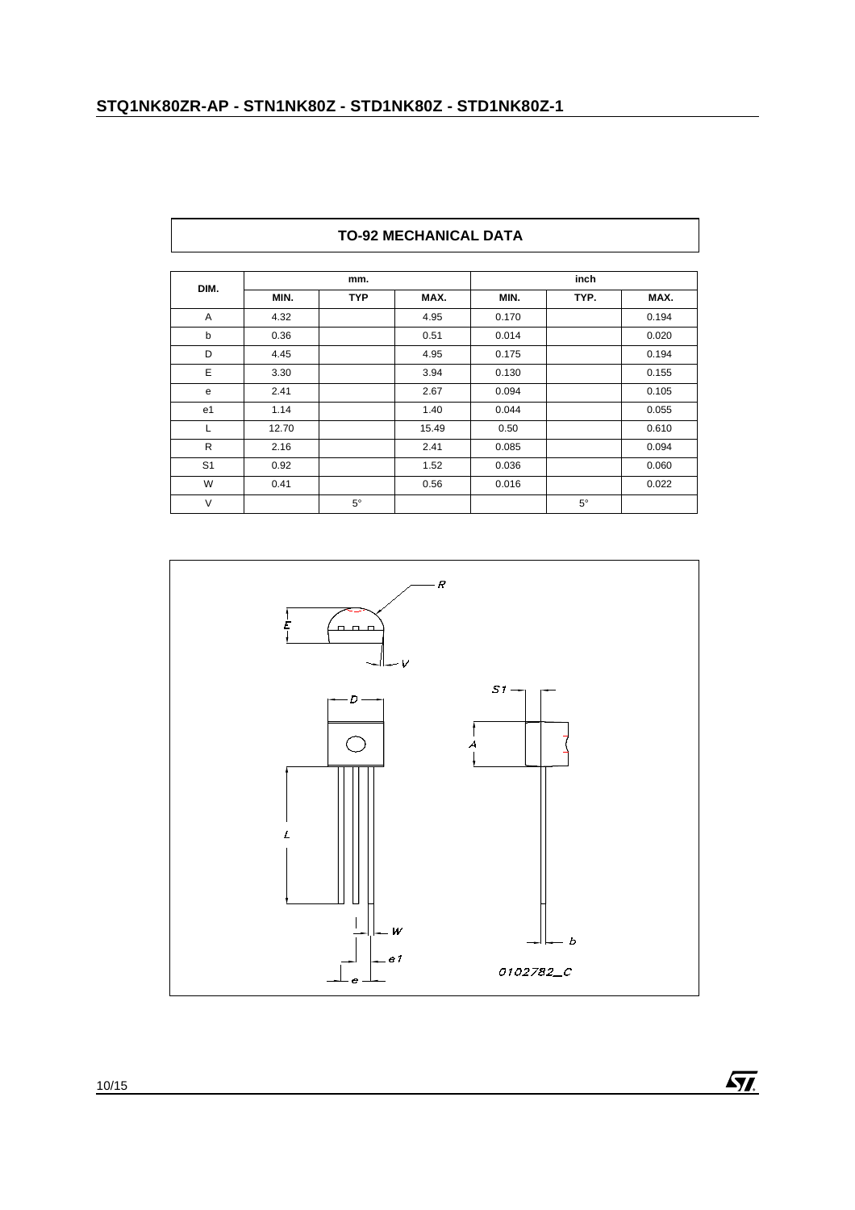## TO-92 MECHANICAL DATA

| DIM. | mm. | | | inch | | |
|---|---|---|---|---|---|---|
| | MIN. | TYP | MAX. | MIN. | TYP. | MAX. |
| A | 4.32 | | 4.95 | 0.170 | | 0.194 |
| b | 0.36 | | 0.51 | 0.014 | | 0.020 |
| D | 4.45 | | 4.95 | 0.175 | | 0.194 |
| E | 3.30 | | 3.94 | 0.130 | | 0.155 |
| e | 2.41 | | 2.67 | 0.094 | | 0.105 |
| e1 | 1.14 | | 1.40 | 0.044 | | 0.055 |
| L | 12.70 | | 15.49 | 0.50 | | 0.610 |
| R | 2.16 | | 2.41 | 0.085 | | 0.094 |
| S1 | 0.92 | | 1.52 | 0.036 | | 0.060 |
| W | 0.41 | | 0.56 | 0.016 | | 0.022 |
| V | | 5° | | | 5° | |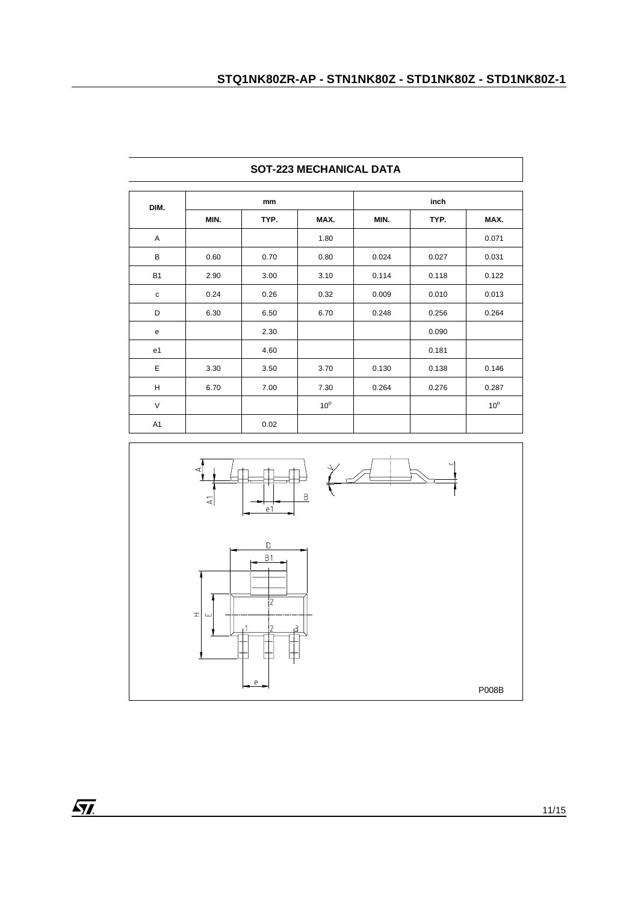## SOT-223 MECHANICAL DATA

| DIM. | mm | | | inch | | |
|---|---|---|---|---|---|---|
| | MIN. | TYP. | MAX. | MIN. | TYP. | MAX. |
| A | | | 1.80 | | | 0.071 |
| B | 0.60 | 0.70 | 0.80 | 0.024 | 0.027 | 0.031 |
| B1 | 2.90 | 3.00 | 3.10 | 0.114 | 0.118 | 0.122 |
| c | 0.24 | 0.26 | 0.32 | 0.009 | 0.010 | 0.013 |
| D | 6.30 | 6.50 | 6.70 | 0.248 | 0.256 | 0.264 |
| e | | 2.30 | | | 0.090 | |
| e1 | | 4.60 | | | 0.181 | |
| E | 3.30 | 3.50 | 3.70 | 0.130 | 0.138 | 0.146 |
| H | 6.70 | 7.00 | 7.30 | 0.264 | 0.276 | 0.287 |
| V | | | $10^{o}$ | | | $10^{o}$ |
| A1 | | 0.02 | | | | |

P008B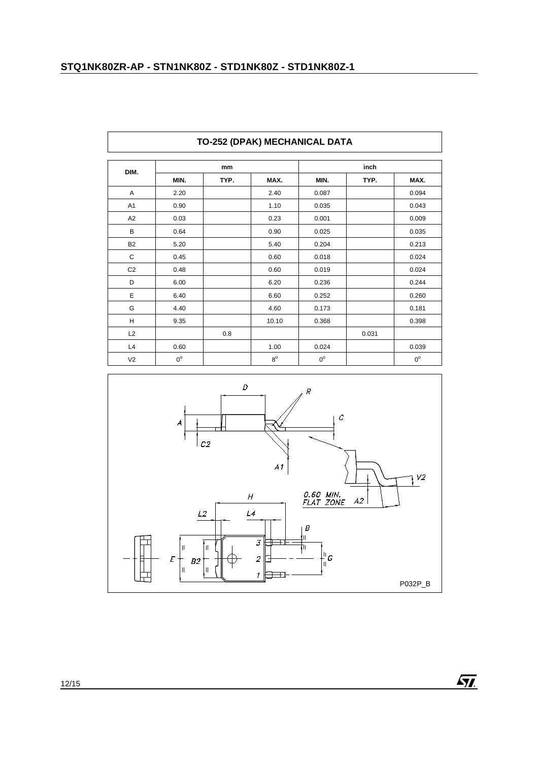## TO-252 (DPAK) MECHANICAL DATA

| DIM. | mm | | | inch | | |
|---|---|---|---|---|---|---|
| | MIN. | TYP. | MAX. | MIN. | TYP. | MAX. |
| A | 2.20 | | 2.40 | 0.087 | | 0.094 |
| A1 | 0.90 | | 1.10 | 0.035 | | 0.043 |
| A2 | 0.03 | | 0.23 | 0.001 | | 0.009 |
| B | 0.64 | | 0.90 | 0.025 | | 0.035 |
| B2 | 5.20 | | 5.40 | 0.204 | | 0.213 |
| C | 0.45 | | 0.60 | 0.018 | | 0.024 |
| C2 | 0.48 | | 0.60 | 0.019 | | 0.024 |
| D | 6.00 | | 6.20 | 0.236 | | 0.244 |
| E | 6.40 | | 6.60 | 0.252 | | 0.260 |
| G | 4.40 | | 4.60 | 0.173 | | 0.181 |
| H | 9.35 | | 10.10 | 0.368 | | 0.398 |
| L2 | | 0.8 | | | 0.031 | |
| L4 | 0.60 | | 1.00 | 0.024 | | 0.039 |
| V2 | $0^o$ | | $8^o$ | $0^o$ | | $0^o$ |

P032P_B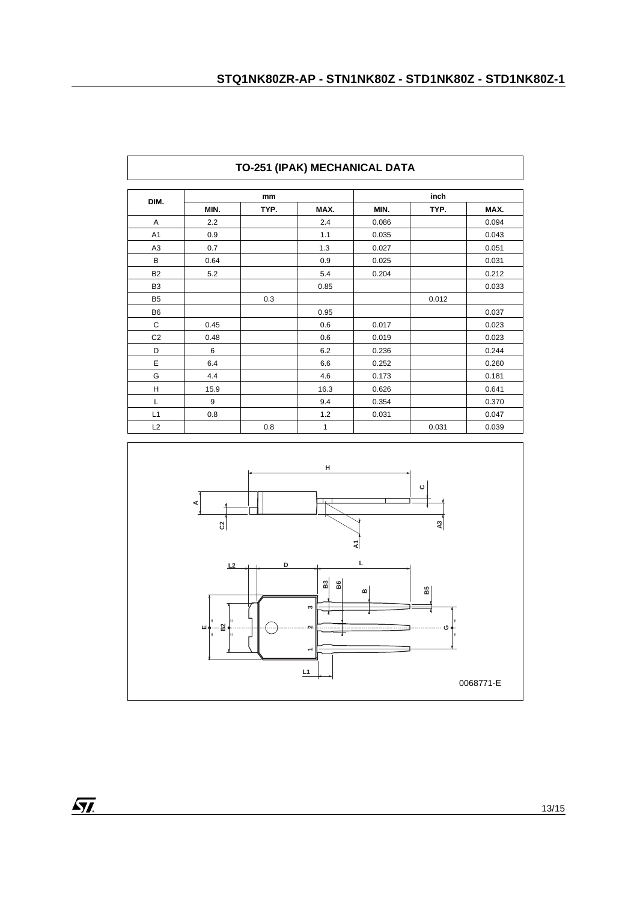## TO-251 (IPAK) MECHANICAL DATA

| DIM. | mm | | | inch | | |
|---|---|---|---|---|---|---|
| | MIN. | TYP. | MAX. | MIN. | TYP. | MAX. |
| A | 2.2 | | 2.4 | 0.086 | | 0.094 |
| A1 | 0.9 | | 1.1 | 0.035 | | 0.043 |
| A3 | 0.7 | | 1.3 | 0.027 | | 0.051 |
| B | 0.64 | | 0.9 | 0.025 | | 0.031 |
| B2 | 5.2 | | 5.4 | 0.204 | | 0.212 |
| B3 | | | 0.85 | | | 0.033 |
| B5 | | 0.3 | | | 0.012 | |
| B6 | | | 0.95 | | | 0.037 |
| C | 0.45 | | 0.6 | 0.017 | | 0.023 |
| C2 | 0.48 | | 0.6 | 0.019 | | 0.023 |
| D | 6 | | 6.2 | 0.236 | | 0.244 |
| E | 6.4 | | 6.6 | 0.252 | | 0.260 |
| G | 4.4 | | 4.6 | 0.173 | | 0.181 |
| H | 15.9 | | 16.3 | 0.626 | | 0.641 |
| L | 9 | | 9.4 | 0.354 | | 0.370 |
| L1 | 0.8 | | 1.2 | 0.031 | | 0.047 |
| L2 | | 0.8 | 1 | | 0.031 | 0.039 |

0068771-E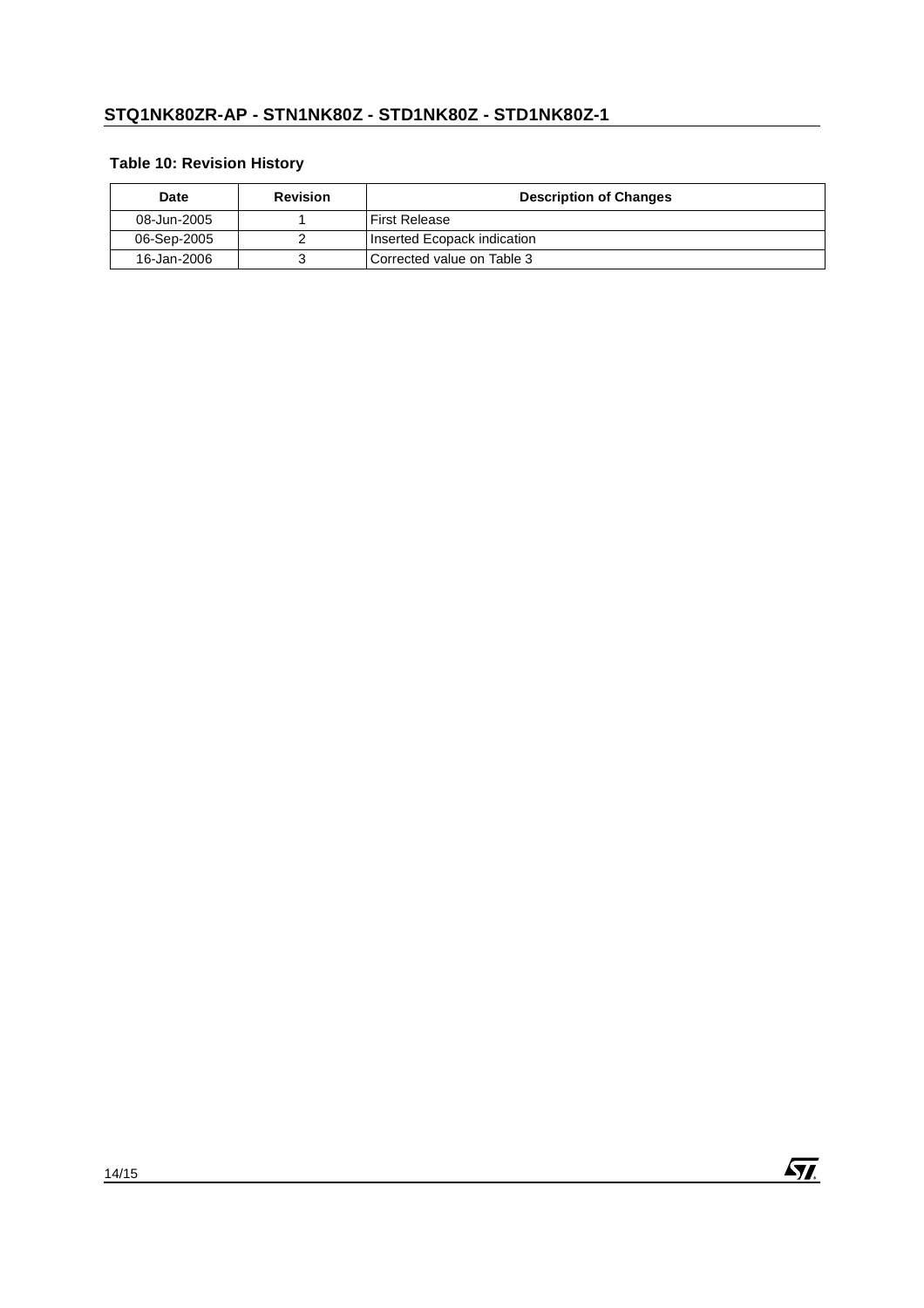**Table 10: Revision History**

| Date | Revision | Description of Changes |
| --- | --- | --- |
| 08-Jun-2005 | 1 | First Release |
| 06-Sep-2005 | 2 | Inserted Ecopack indication |
| 16-Jan-2006 | 3 | Corrected value on Table 3 |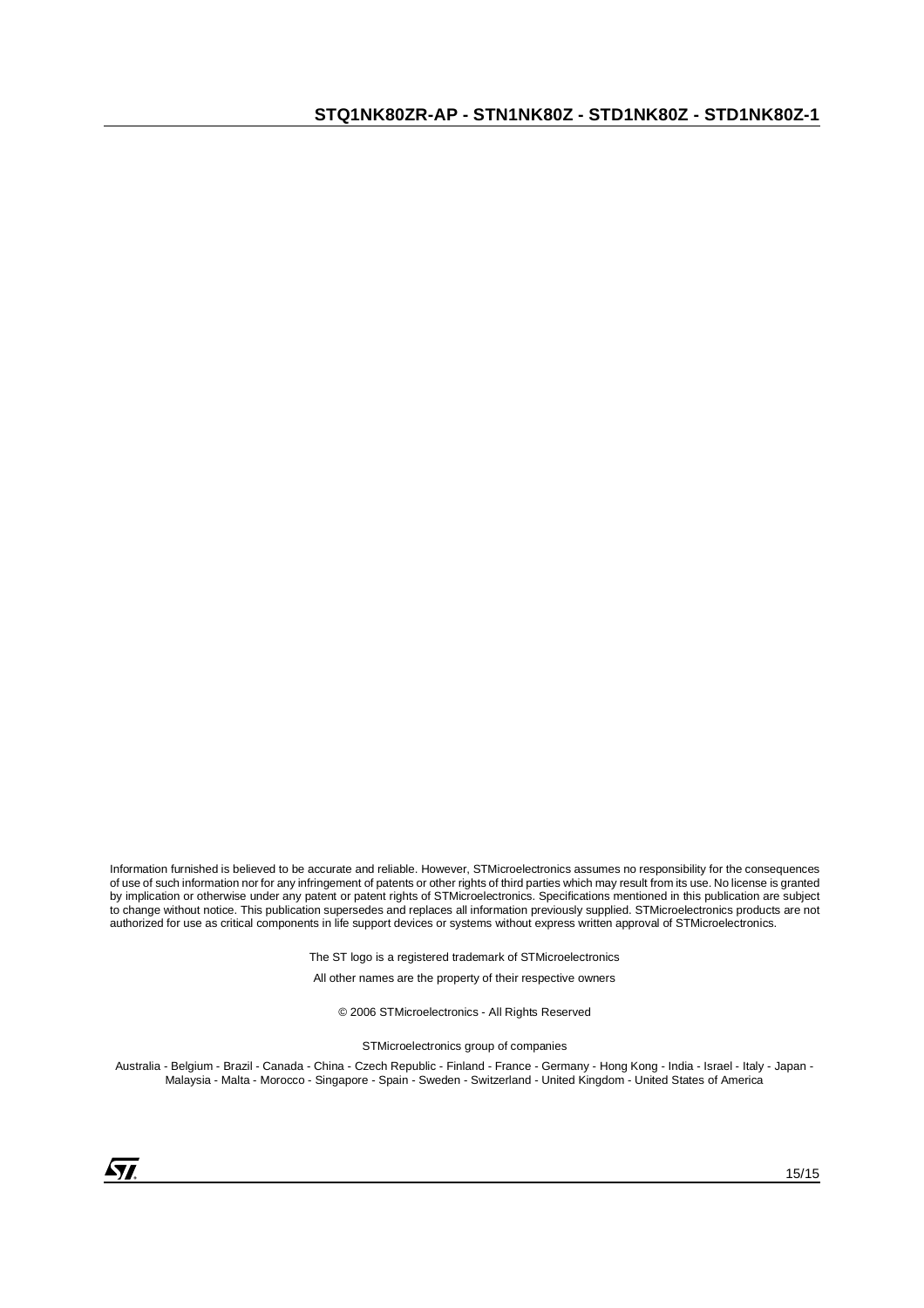Information furnished is believed to be accurate and reliable. However, STMicroelectronics assumes no responsibility for the consequences of use of such information nor for any infringement of patents or other rights of third parties which may result from its use. No license is granted by implication or otherwise under any patent or patent rights of STMicroelectronics. Specifications mentioned in this publication are subject to change without notice. This publication supersedes and replaces all information previously supplied. STMicroelectronics products are not authorized for use as critical components in life support devices or systems without express written approval of STMicroelectronics.

The ST logo is a registered trademark of STMicroelectronics

All other names are the property of their respective owners

© 2006 STMicroelectronics - All Rights Reserved

STMicroelectronics group of companies

Australia - Belgium - Brazil - Canada - China - Czech Republic - Finland - France - Germany - Hong Kong - India - Israel - Italy - Japan - Malaysia - Malta - Morocco - Singapore - Spain - Sweden - Switzerland - United Kingdom - United States of America